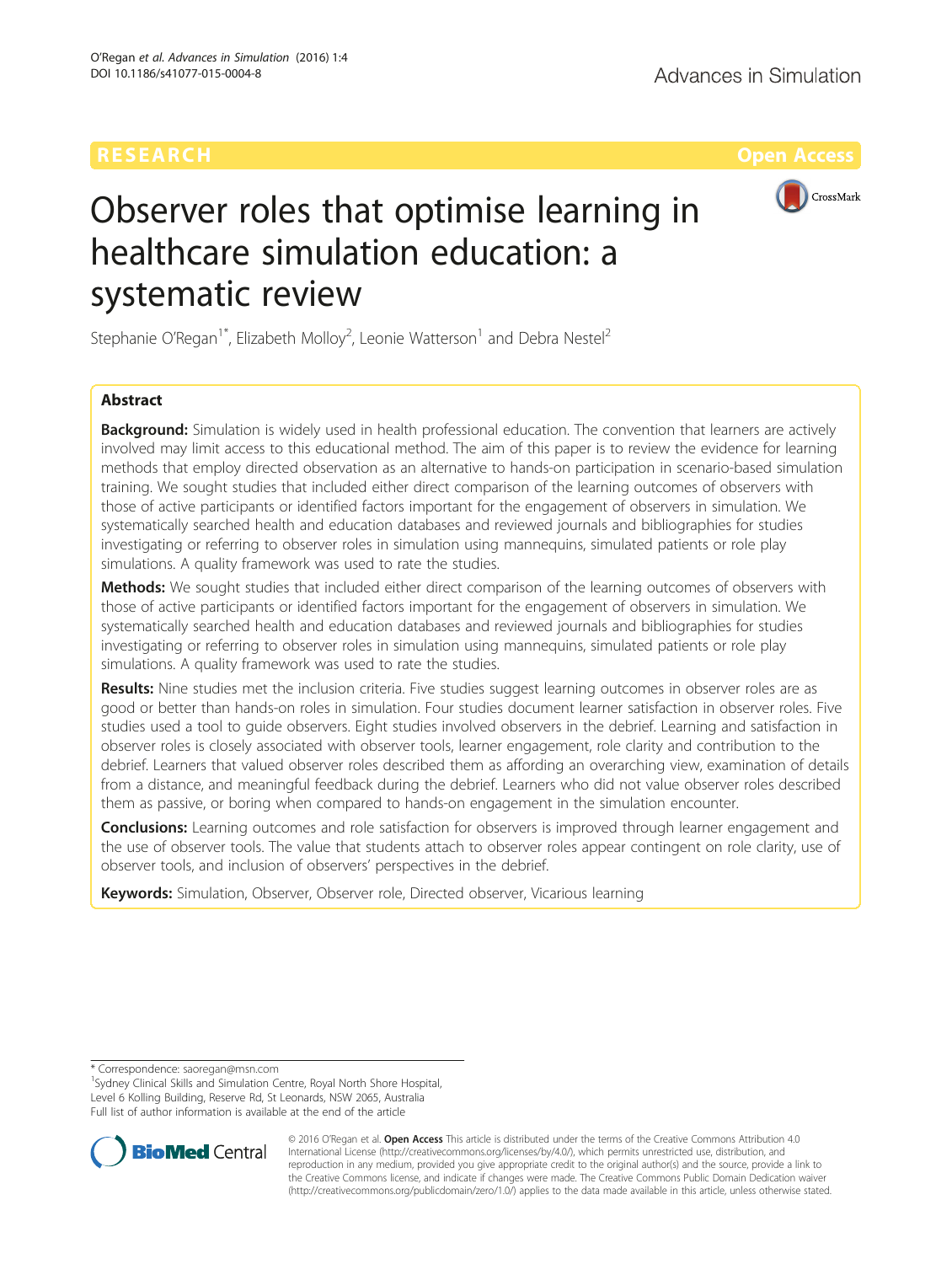RESEARCH

Open Access

# Observer roles that optimise learning in healthcare simulation education: a systematic review

Stephanie O'Regan[1*], Elizabeth Molloy[2], Leonie Watterson[1] and Debra Nestel[2]

## Abstract

**Background:** Simulation is widely used in health professional education. The convention that learners are actively involved may limit access to this educational method. The aim of this paper is to review the evidence for learning methods that employ directed observation as an alternative to hands-on participation in scenario-based simulation training. We sought studies that included either direct comparison of the learning outcomes of observers with those of active participants or identified factors important for the engagement of observers in simulation. We systematically searched health and education databases and reviewed journals and bibliographies for studies investigating or referring to observer roles in simulation using mannequins, simulated patients or role play simulations. A quality framework was used to rate the studies.

**Methods:** We sought studies that included either direct comparison of the learning outcomes of observers with those of active participants or identified factors important for the engagement of observers in simulation. We systematically searched health and education databases and reviewed journals and bibliographies for studies investigating or referring to observer roles in simulation using mannequins, simulated patients or role play simulations. A quality framework was used to rate the studies.

**Results:** Nine studies met the inclusion criteria. Five studies suggest learning outcomes in observer roles are as good or better than hands-on roles in simulation. Four studies document learner satisfaction in observer roles. Five studies used a tool to guide observers. Eight studies involved observers in the debrief. Learning and satisfaction in observer roles is closely associated with observer tools, learner engagement, role clarity and contribution to the debrief. Learners that valued observer roles described them as affording an overarching view, examination of details from a distance, and meaningful feedback during the debrief. Learners who did not value observer roles described them as passive, or boring when compared to hands-on engagement in the simulation encounter.

**Conclusions:** Learning outcomes and role satisfaction for observers is improved through learner engagement and the use of observer tools. The value that students attach to observer roles appear contingent on role clarity, use of observer tools, and inclusion of observers' perspectives in the debrief.

**Keywords:** Simulation, Observer, Observer role, Directed observer, Vicarious learning

\* Correspondence: saoregan@msn.com

[1]Sydney Clinical Skills and Simulation Centre, Royal North Shore Hospital, Level 6 Kolling Building, Reserve Rd, St Leonards, NSW 2065, Australia

Full list of author information is available at the end of the article

© 2016 O'Regan et al. **Open Access** This article is distributed under the terms of the Creative Commons Attribution 4.0 International License (http://creativecommons.org/licenses/by/4.0/), which permits unrestricted use, distribution, and reproduction in any medium, provided you give appropriate credit to the original author(s) and the source, provide a link to the Creative Commons license, and indicate if changes were made. The Creative Commons Public Domain Dedication waiver (http://creativecommons.org/publicdomain/zero/1.0/) applies to the data made available in this article, unless otherwise stated.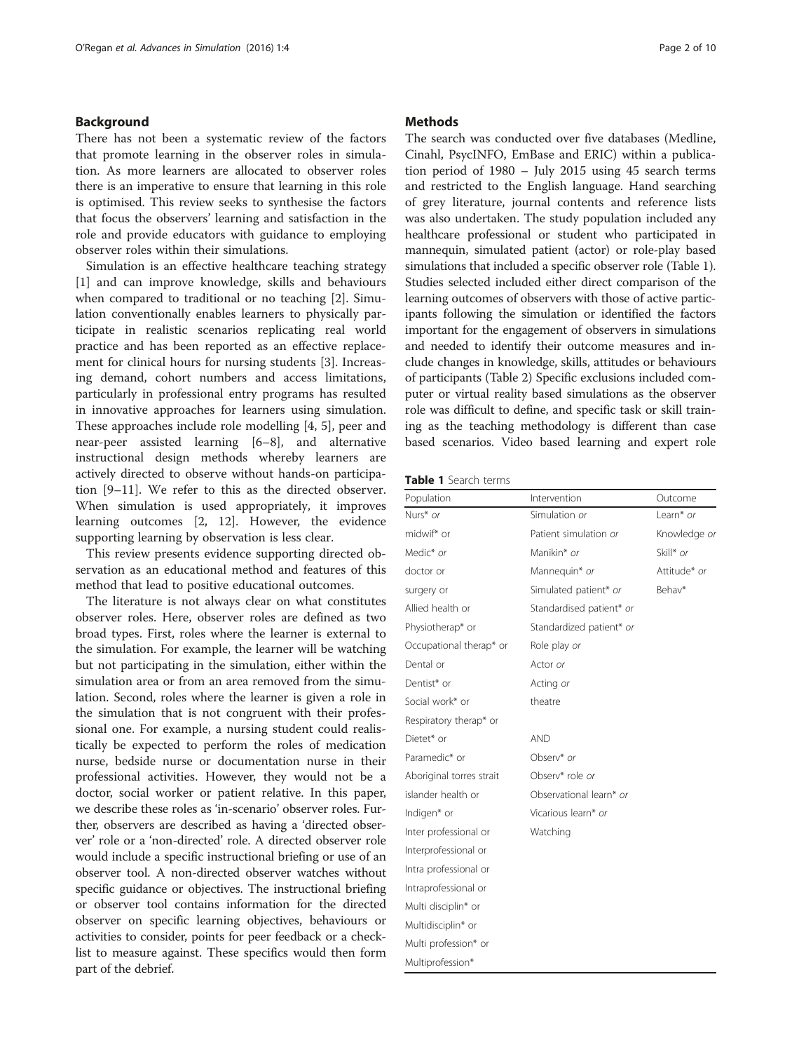## Background

There has not been a systematic review of the factors that promote learning in the observer roles in simulation. As more learners are allocated to observer roles there is an imperative to ensure that learning in this role is optimised. This review seeks to synthesise the factors that focus the observers' learning and satisfaction in the role and provide educators with guidance to employing observer roles within their simulations.

Simulation is an effective healthcare teaching strategy [1] and can improve knowledge, skills and behaviours when compared to traditional or no teaching [2]. Simulation conventionally enables learners to physically participate in realistic scenarios replicating real world practice and has been reported as an effective replacement for clinical hours for nursing students [3]. Increasing demand, cohort numbers and access limitations, particularly in professional entry programs has resulted in innovative approaches for learners using simulation. These approaches include role modelling [4, 5], peer and near-peer assisted learning [6–8], and alternative instructional design methods whereby learners are actively directed to observe without hands-on participation [9–11]. We refer to this as the directed observer. When simulation is used appropriately, it improves learning outcomes [2, 12]. However, the evidence supporting learning by observation is less clear.

This review presents evidence supporting directed observation as an educational method and features of this method that lead to positive educational outcomes.

The literature is not always clear on what constitutes observer roles. Here, observer roles are defined as two broad types. First, roles where the learner is external to the simulation. For example, the learner will be watching but not participating in the simulation, either within the simulation area or from an area removed from the simulation. Second, roles where the learner is given a role in the simulation that is not congruent with their professional one. For example, a nursing student could realistically be expected to perform the roles of medication nurse, bedside nurse or documentation nurse in their professional activities. However, they would not be a doctor, social worker or patient relative. In this paper, we describe these roles as 'in-scenario' observer roles. Further, observers are described as having a 'directed observer' role or a 'non-directed' role. A directed observer role would include a specific instructional briefing or use of an observer tool. A non-directed observer watches without specific guidance or objectives. The instructional briefing or observer tool contains information for the directed observer on specific learning objectives, behaviours or activities to consider, points for peer feedback or a checklist to measure against. These specifics would then form part of the debrief.

## Methods

The search was conducted over five databases (Medline, Cinahl, PsycINFO, EmBase and ERIC) within a publication period of 1980 – July 2015 using 45 search terms and restricted to the English language. Hand searching of grey literature, journal contents and reference lists was also undertaken. The study population included any healthcare professional or student who participated in mannequin, simulated patient (actor) or role-play based simulations that included a specific observer role (Table 1). Studies selected included either direct comparison of the learning outcomes of observers with those of active participants following the simulation or identified the factors important for the engagement of observers in simulations and needed to identify their outcome measures and include changes in knowledge, skills, attitudes or behaviours of participants (Table 2) Specific exclusions included computer or virtual reality based simulations as the observer role was difficult to define, and specific task or skill training as the teaching methodology is different than case based scenarios. Video based learning and expert role

**Table 1** Search terms

| Population | Intervention | Outcome |
|---|---|---|
| Nurs* *or* | Simulation *or* | Learn* *or* |
| midwif* or | Patient simulation *or* | Knowledge *or* |
| Medic* *or* | Manikin* *or* | Skill* *or* |
| doctor or | Mannequin* *or* | Attitude* *or* |
| surgery or | Simulated patient* *or* | Behav* |
| Allied health or | Standardised patient* *or* | |
| Physiotherap* or | Standardized patient* *or* | |
| Occupational therap* or | Role play *or* | |
| Dental or | Actor *or* | |
| Dentist* or | Acting *or* | |
| Social work* or | theatre | |
| Respiratory therap* or | | |
| Dietet* or | AND | |
| Paramedic* or | Observ* *or* | |
| Aboriginal torres strait | Observ* role *or* | |
| islander health or | Observational learn* *or* | |
| Indigen* or | Vicarious learn* *or* | |
| Inter professional or | Watching | |
| Interprofessional or | | |
| Intra professional or | | |
| Intraprofessional or | | |
| Multi disciplin* or | | |
| Multidisciplin* or | | |
| Multi profession* or | | |
| Multiprofession* | | |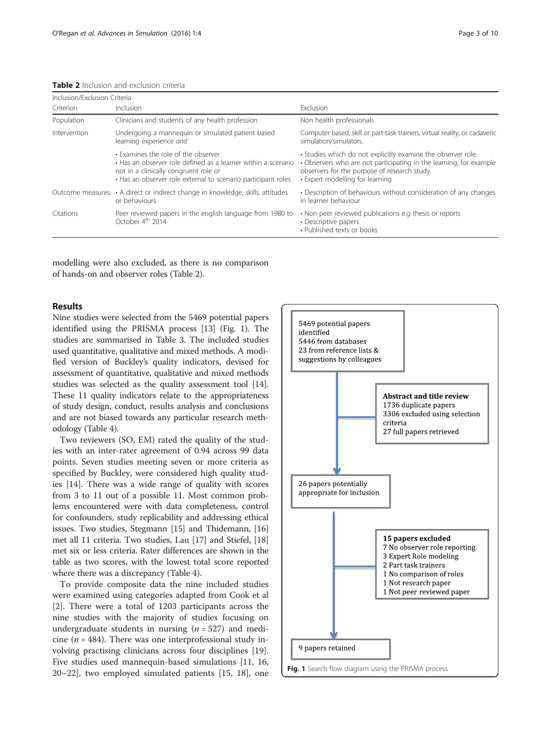**Table 2** Inclusion and exclusion criteria

| Inclusion/Exclusion Criteria | | |
|---|---|---|
| Criterion | Inclusion | Exclusion |
| Population | Clinicians and students of any health profession | Non health professionals |
| Intervention | Undergoing a mannequin or simulated patient based learning experience *and* | Computer based, skill or part-task trainers, virtual reality, or cadaveric simulation/simulators. |
| | • Examines the role of the observer<br>• Has an observer role defined as a learner within a scenario not in a clinically congruent role *or*<br>• Has an observer role external to scenario participant roles | • Studies which do not explicitly examine the observer role.<br>• Observers who are not participating in the learning, for example observers for the purpose of research study.<br>• Expert modelling for learning |
| Outcome measures | • A direct or indirect change in knowledge, skills, attitudes or behaviours | • Description of behaviours without consideration of any changes in learner behaviour |
| Citations | Peer reviewed papers in the english language from 1980 to October 4th 2014. | • Non peer reviewed publications e.g thesis or reports<br>• Descriptive papers<br>• Published texts or books |

modelling were also excluded, as there is no comparison of hands-on and observer roles (Table 2).

## Results

Nine studies were selected from the 5469 potential papers identified using the PRISMA process [13] (Fig. 1). The studies are summarised in Table 3. The included studies used quantitative, qualitative and mixed methods. A modified version of Buckley's quality indicators, devised for assessment of quantitative, qualitative and mixed methods studies was selected as the quality assessment tool [14]. These 11 quality indicators relate to the appropriateness of study design, conduct, results analysis and conclusions and are not biased towards any particular research methodology (Table 4).

Two reviewers (SO, EM) rated the quality of the studies with an inter-rater agreement of 0.94 across 99 data points. Seven studies meeting seven or more criteria as specified by Buckley, were considered high quality studies [14]. There was a wide range of quality with scores from 3 to 11 out of a possible 11. Most common problems encountered were with data completeness, control for confounders, study replicability and addressing ethical issues. Two studies, Stegmann [15] and Thidemann, [16] met all 11 criteria. Two studies, Lau [17] and Stiefel, [18] met six or less criteria. Rater differences are shown in the table as two scores, with the lowest total score reported where there was a discrepancy (Table 4).

To provide composite data the nine included studies were examined using categories adapted from Cook et al [2]. There were a total of 1203 participants across the nine studies with the majority of studies focusing on undergraduate students in nursing ($n = 527$) and medicine ($n = 484$). There was one interprofessional study involving practising clinicians across four disciplines [19]. Five studies used mannequin-based simulations [11, 16, 20–22], two employed simulated patients [15, 18], one

5469 potential papers identified
5446 from databases
23 from reference lists & suggestions by colleagues

**Abstract and title review**
1736 duplicate papers
3306 excluded using selection criteria
27 full papers retrieved

26 papers potentially appropriate for inclusion

**15 papers excluded**
7 No observer role reporting
3 Expert Role modeling
2 Part task trainers
1 No comparison of roles
1 Not research paper
1 Not peer reviewed paper

9 papers retained

**Fig. 1** Search flow diagram using the PRISMA process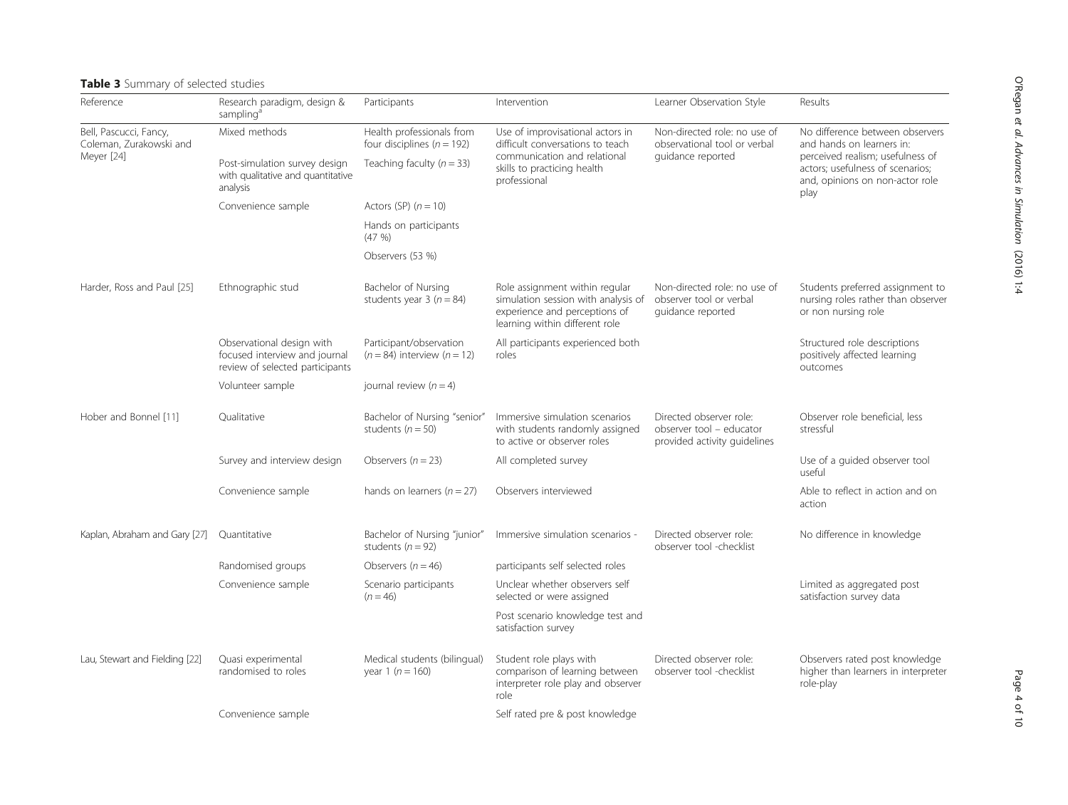**Table 3** Summary of selected studies

| Reference | Research paradigm, design & sampling[a] | Participants | Intervention | Learner Observation Style | Results |
|---|---|---|---|---|---|
| Bell, Pascucci, Fancy, Coleman, Zurakowski and Meyer [24] | Mixed methods | Health professionals from four disciplines ($n = 192$) | Use of improvisational actors in difficult conversations to teach communication and relational skills to practicing health professional | Non-directed role: no use of observational tool or verbal guidance reported | No difference between observers and hands on learners in: perceived realism; usefulness of actors; usefulness of scenarios; and, opinions on non-actor role play |
| | Post-simulation survey design with qualitative and quantitative analysis | Teaching faculty ($n = 33$) | | | |
| | Convenience sample | Actors (SP) ($n = 10$) | | | |
| | | Hands on participants (47 %) | | | |
| | | Observers (53 %) | | | |
| Harder, Ross and Paul [25] | Ethnographic stud | Bachelor of Nursing students year 3 ($n = 84$) | Role assignment within regular simulation session with analysis of experience and perceptions of learning within different role | Non-directed role: no use of observer tool or verbal guidance reported | Students preferred assignment to nursing roles rather than observer or non nursing role |
| | Observational design with focused interview and journal review of selected participants | Participant/observation ($n = 84$) interview ($n = 12$) | All participants experienced both roles | | Structured role descriptions positively affected learning outcomes |
| | Volunteer sample | journal review ($n = 4$) | | | |
| Hober and Bonnel [11] | Qualitative | Bachelor of Nursing "senior" students ($n = 50$) | Immersive simulation scenarios with students randomly assigned to active or observer roles | Directed observer role: observer tool – educator provided activity guidelines | Observer role beneficial, less stressful |
| | Survey and interview design | Observers ($n = 23$) | All completed survey | | Use of a guided observer tool useful |
| | Convenience sample | hands on learners ($n = 27$) | Observers interviewed | | Able to reflect in action and on action |
| Kaplan, Abraham and Gary [27] | Quantitative | Bachelor of Nursing "junior" students ($n = 92$) | Immersive simulation scenarios - | Directed observer role: observer tool -checklist | No difference in knowledge |
| | Randomised groups | Observers ($n = 46$) | participants self selected roles | | |
| | Convenience sample | Scenario participants ($n = 46$) | Unclear whether observers self selected or were assigned | | Limited as aggregated post satisfaction survey data |
| | | | Post scenario knowledge test and satisfaction survey | | |
| Lau, Stewart and Fielding [22] | Quasi experimental randomised to roles | Medical students (bilingual) year 1 ($n = 160$) | Student role plays with comparison of learning between interpreter role play and observer role | Directed observer role: observer tool -checklist | Observers rated post knowledge higher than learners in interpreter role-play |
| | Convenience sample | | Self rated pre & post knowledge | | |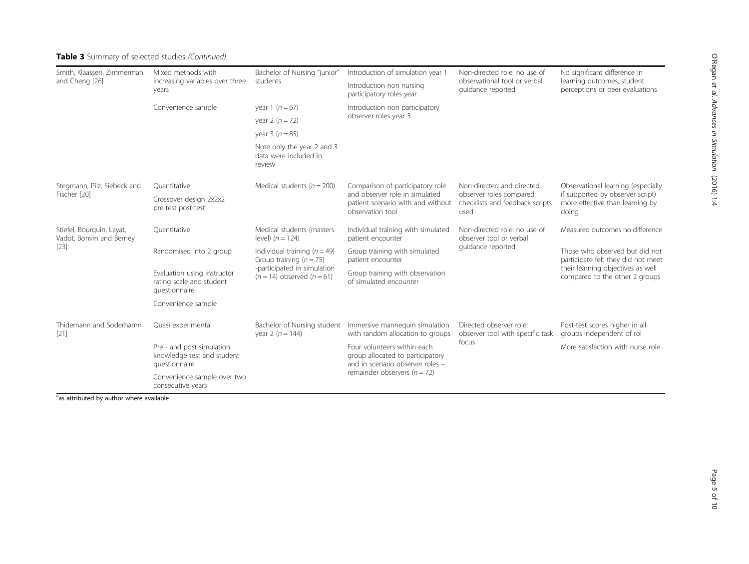**Table 3** Summary of selected studies *(Continued)*

| | | | | | |
|---|---|---|---|---|---|
| Smith, Klaassen, Zimmerman and Cheng [26] | Mixed methods with increasing variables over three years<br>Convenience sample | Bachelor of Nursing "junior" students<br>year 1 ($n = 67$)<br>year 2 ($n = 72$)<br>year 3 ($n = 85$)<br>Note only the year 2 and 3 data were included in review | Introduction of simulation year 1<br>Introduction non nursing participatory roles year<br>Introduction non participatory observer roles year 3 | Non-directed role: no use of observational tool or verbal guidance reported | No significant difference in learning outcomes, student perceptions or peer evaluations |
| Stegmann, Pilz, Siebeck and Fischer [20] | Quantitative<br>Crossover design 2x2x2 pre-test post-test | Medical students ($n = 200$) | Comparison of participatory role and observer role in simulated patient scenario with and without observation tool | Non-directed and directed observer roles compared: checklists and feedback scripts used | Observational learning (especially if supported by observer script) more effective than learning by doing |
| Stiefel, Bourquin, Layat, Vadot, Bonvin and Berney [23] | Quantitative<br>Randomised into 2 group<br>Evaluation using instructor rating scale and student questionnaire<br>Convenience sample | Medical students (masters level) ($n = 124$)<br>Individual training ($n = 49$) Group training ($n = 75$) -participated in simulation ($n = 14$) observed ($n = 61$) | Individual training with simulated patient encounter<br>Group training with simulated patient encounter<br>Group training with observation of simulated encounter | Non-directed role: no use of observer tool or verbal guidance reported | Measured outcomes no difference<br>Those who observed but did not participate felt they did not meet their learning objectives as well compared to the other 2 groups |
| Thidemann and Soderhamn [21] | Quasi experimental<br>Pre - and post-simulation knowledge test and student questionnaire<br>Convenience sample over two consecutive years | Bachelor of Nursing student year 2 ($n = 144$) | Immersive mannequin simulation with random allocation to groups<br>Four volunteers within each group allocated to participatory and in scenario observer roles – remainder observers ($n = 72$) | Directed observer role: observer tool with specific task focus | Post-test scores higher in all groups independent of rol<br>More satisfaction with nurse role |

[a]as attributed by author where available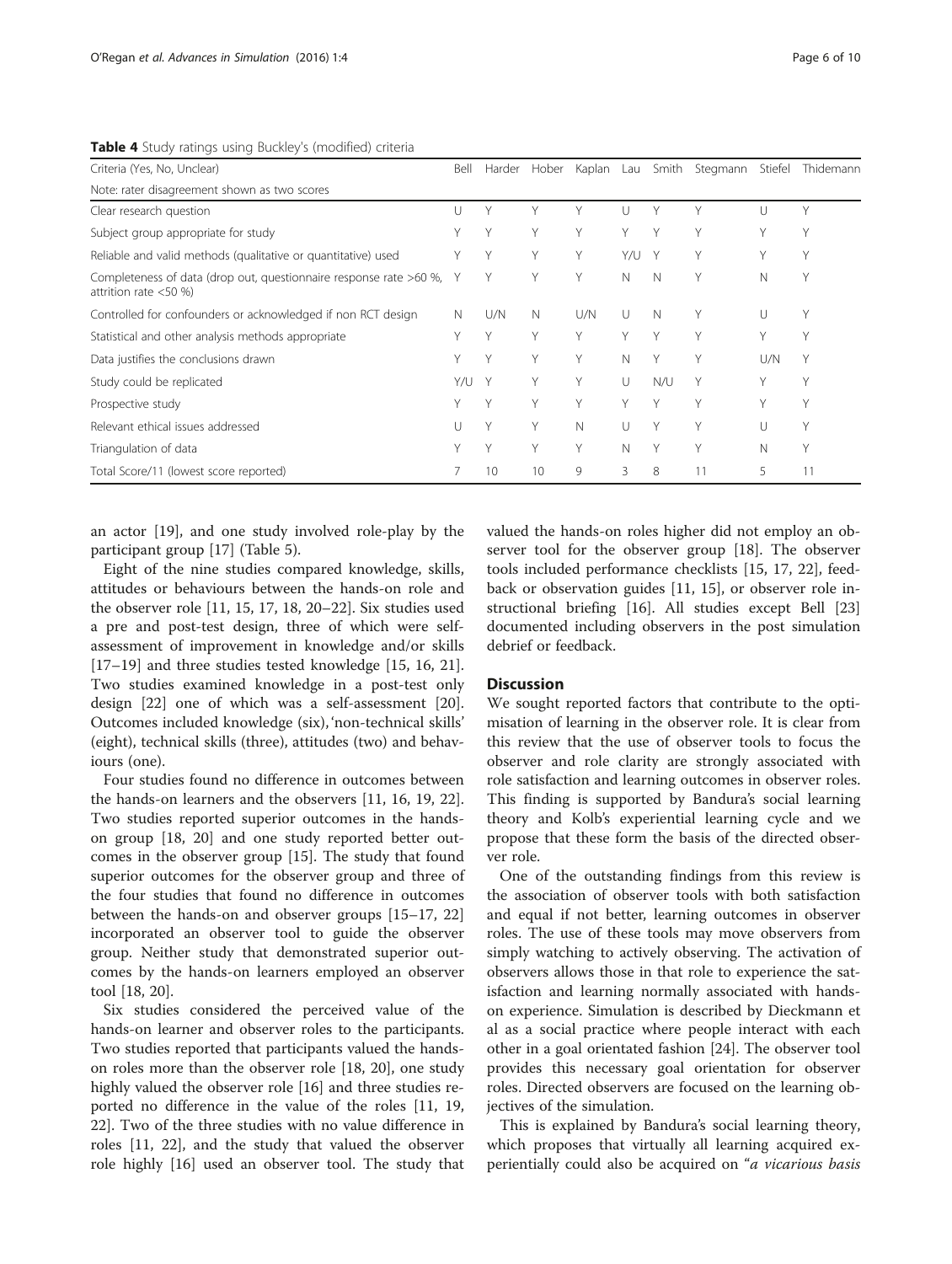**Table 4** Study ratings using Buckley's (modified) criteria

| Criteria (Yes, No, Unclear)<br>Note: rater disagreement shown as two scores | Bell | Harder | Hober | Kaplan | Lau | Smith | Stegmann | Stiefel | Thidemann |
|---|---|---|---|---|---|---|---|---|---|
| Clear research question | U | Y | Y | Y | U | Y | Y | U | Y |
| Subject group appropriate for study | Y | Y | Y | Y | Y | Y | Y | Y | Y |
| Reliable and valid methods (qualitative or quantitative) used | Y | Y | Y | Y | Y/U | Y | Y | Y | Y |
| Completeness of data (drop out, questionnaire response rate >60 %, attrition rate <50 %) | Y | Y | Y | Y | N | N | Y | N | Y |
| Controlled for confounders or acknowledged if non RCT design | N | U/N | N | U/N | U | N | Y | U | Y |
| Statistical and other analysis methods appropriate | Y | Y | Y | Y | Y | Y | Y | Y | Y |
| Data justifies the conclusions drawn | Y | Y | Y | Y | N | Y | Y | U/N | Y |
| Study could be replicated | Y/U | Y | Y | Y | U | N/U | Y | Y | Y |
| Prospective study | Y | Y | Y | Y | Y | Y | Y | Y | Y |
| Relevant ethical issues addressed | U | Y | Y | N | U | Y | Y | U | Y |
| Triangulation of data | Y | Y | Y | Y | N | Y | Y | N | Y |
| Total Score/11 (lowest score reported) | 7 | 10 | 10 | 9 | 3 | 8 | 11 | 5 | 11 |

an actor [19], and one study involved role-play by the participant group [17] (Table 5).

Eight of the nine studies compared knowledge, skills, attitudes or behaviours between the hands-on role and the observer role [11, 15, 17, 18, 20–22]. Six studies used a pre and post-test design, three of which were self-assessment of improvement in knowledge and/or skills [17–19] and three studies tested knowledge [15, 16, 21]. Two studies examined knowledge in a post-test only design [22] one of which was a self-assessment [20]. Outcomes included knowledge (six), 'non-technical skills' (eight), technical skills (three), attitudes (two) and behaviours (one).

Four studies found no difference in outcomes between the hands-on learners and the observers [11, 16, 19, 22]. Two studies reported superior outcomes in the hands-on group [18, 20] and one study reported better outcomes in the observer group [15]. The study that found superior outcomes for the observer group and three of the four studies that found no difference in outcomes between the hands-on and observer groups [15–17, 22] incorporated an observer tool to guide the observer group. Neither study that demonstrated superior outcomes by the hands-on learners employed an observer tool [18, 20].

Six studies considered the perceived value of the hands-on learner and observer roles to the participants. Two studies reported that participants valued the hands-on roles more than the observer role [18, 20], one study highly valued the observer role [16] and three studies reported no difference in the value of the roles [11, 19, 22]. Two of the three studies with no value difference in roles [11, 22], and the study that valued the observer role highly [16] used an observer tool. The study that valued the hands-on roles higher did not employ an observer tool for the observer group [18]. The observer tools included performance checklists [15, 17, 22], feedback or observation guides [11, 15], or observer role instructional briefing [16]. All studies except Bell [23] documented including observers in the post simulation debrief or feedback.

## Discussion

We sought reported factors that contribute to the optimisation of learning in the observer role. It is clear from this review that the use of observer tools to focus the observer and role clarity are strongly associated with role satisfaction and learning outcomes in observer roles. This finding is supported by Bandura's social learning theory and Kolb's experiential learning cycle and we propose that these form the basis of the directed observer role.

One of the outstanding findings from this review is the association of observer tools with both satisfaction and equal if not better, learning outcomes in observer roles. The use of these tools may move observers from simply watching to actively observing. The activation of observers allows those in that role to experience the satisfaction and learning normally associated with hands-on experience. Simulation is described by Dieckmann et al as a social practice where people interact with each other in a goal orientated fashion [24]. The observer tool provides this necessary goal orientation for observer roles. Directed observers are focused on the learning objectives of the simulation.

This is explained by Bandura's social learning theory, which proposes that virtually all learning acquired experientially could also be acquired on "*a vicarious basis*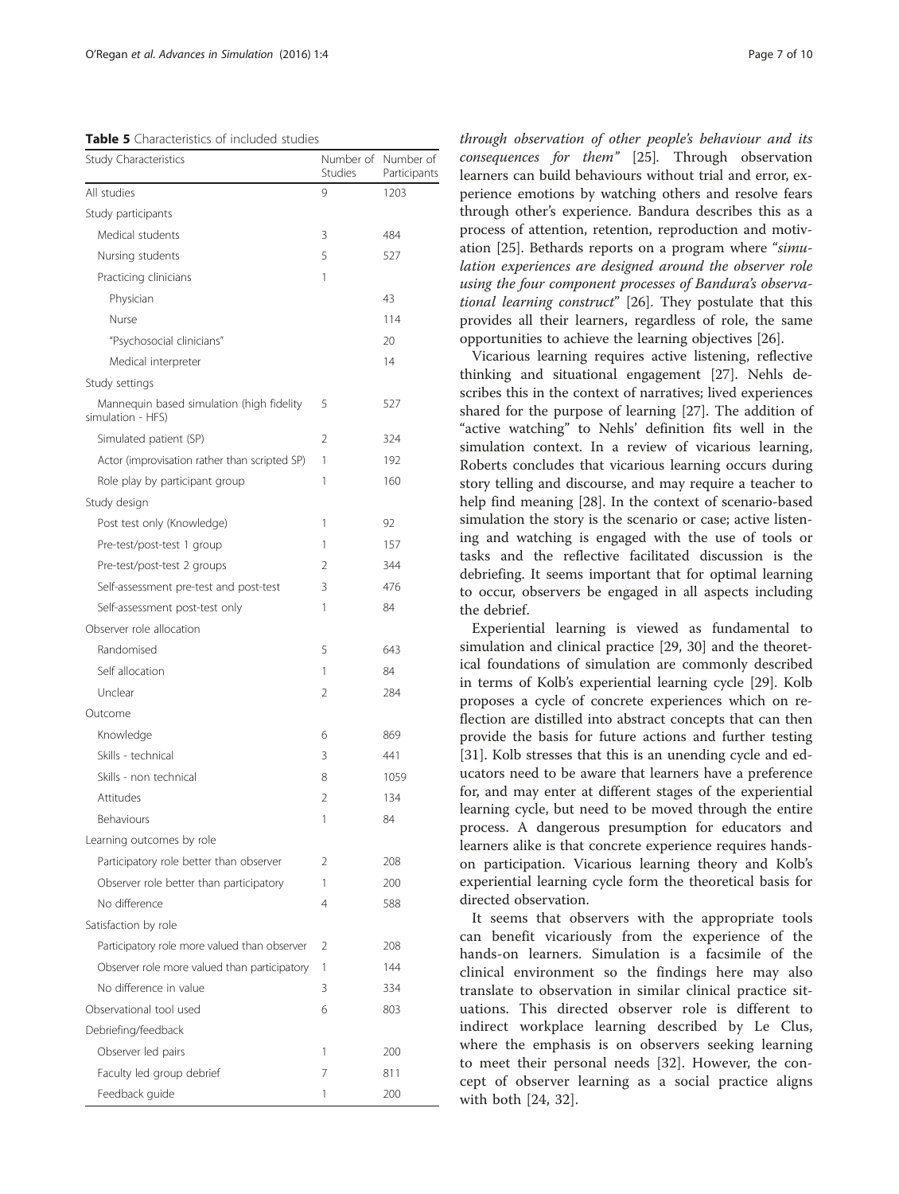**Table 5** Characteristics of included studies

| Study Characteristics | Number of Studies | Number of Participants |
| --- | --- | --- |
| All studies | 9 | 1203 |
| Study participants | | |
| Medical students | 3 | 484 |
| Nursing students | 5 | 527 |
| Practicing clinicians | 1 | |
| Physician | | 43 |
| Nurse | | 114 |
| "Psychosocial clinicians" | | 20 |
| Medical interpreter | | 14 |
| Study settings | | |
| Mannequin based simulation (high fidelity simulation - HFS) | 5 | 527 |
| Simulated patient (SP) | 2 | 324 |
| Actor (improvisation rather than scripted SP) | 1 | 192 |
| Role play by participant group | 1 | 160 |
| Study design | | |
| Post test only (Knowledge) | 1 | 92 |
| Pre-test/post-test 1 group | 1 | 157 |
| Pre-test/post-test 2 groups | 2 | 344 |
| Self-assessment pre-test and post-test | 3 | 476 |
| Self-assessment post-test only | 1 | 84 |
| Observer role allocation | | |
| Randomised | 5 | 643 |
| Self allocation | 1 | 84 |
| Unclear | 2 | 284 |
| Outcome | | |
| Knowledge | 6 | 869 |
| Skills - technical | 3 | 441 |
| Skills - non technical | 8 | 1059 |
| Attitudes | 2 | 134 |
| Behaviours | 1 | 84 |
| Learning outcomes by role | | |
| Participatory role better than observer | 2 | 208 |
| Observer role better than participatory | 1 | 200 |
| No difference | 4 | 588 |
| Satisfaction by role | | |
| Participatory role more valued than observer | 2 | 208 |
| Observer role more valued than participatory | 1 | 144 |
| No difference in value | 3 | 334 |
| Observational tool used | 6 | 803 |
| Debriefing/feedback | | |
| Observer led pairs | 1 | 200 |
| Faculty led group debrief | 7 | 811 |
| Feedback guide | 1 | 200 |

*through observation of other people's behaviour and its consequences for them"* [25]. Through observation learners can build behaviours without trial and error, experience emotions by watching others and resolve fears through other's experience. Bandura describes this as a process of attention, retention, reproduction and motivation [25]. Bethards reports on a program where "*simulation experiences are designed around the observer role using the four component processes of Bandura's observational learning construct*" [26]. They postulate that this provides all their learners, regardless of role, the same opportunities to achieve the learning objectives [26].

Vicarious learning requires active listening, reflective thinking and situational engagement [27]. Nehls describes this in the context of narratives; lived experiences shared for the purpose of learning [27]. The addition of "active watching" to Nehls' definition fits well in the simulation context. In a review of vicarious learning, Roberts concludes that vicarious learning occurs during story telling and discourse, and may require a teacher to help find meaning [28]. In the context of scenario-based simulation the story is the scenario or case; active listening and watching is engaged with the use of tools or tasks and the reflective facilitated discussion is the debriefing. It seems important that for optimal learning to occur, observers be engaged in all aspects including the debrief.

Experiential learning is viewed as fundamental to simulation and clinical practice [29, 30] and the theoretical foundations of simulation are commonly described in terms of Kolb's experiential learning cycle [29]. Kolb proposes a cycle of concrete experiences which on reflection are distilled into abstract concepts that can then provide the basis for future actions and further testing [31]. Kolb stresses that this is an unending cycle and educators need to be aware that learners have a preference for, and may enter at different stages of the experiential learning cycle, but need to be moved through the entire process. A dangerous presumption for educators and learners alike is that concrete experience requires hands-on participation. Vicarious learning theory and Kolb's experiential learning cycle form the theoretical basis for directed observation.

It seems that observers with the appropriate tools can benefit vicariously from the experience of the hands-on learners. Simulation is a facsimile of the clinical environment so the findings here may also translate to observation in similar clinical practice situations. This directed observer role is different to indirect workplace learning described by Le Clus, where the emphasis is on observers seeking learning to meet their personal needs [32]. However, the concept of observer learning as a social practice aligns with both [24, 32].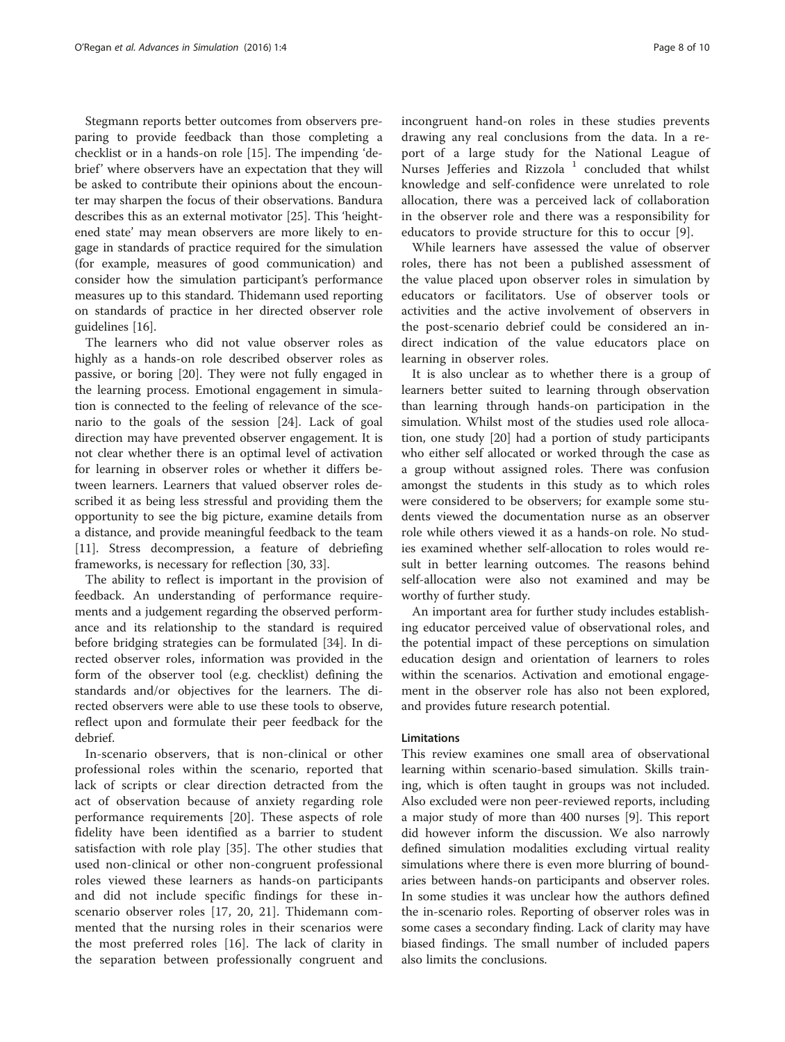Stegmann reports better outcomes from observers preparing to provide feedback than those completing a checklist or in a hands-on role [15]. The impending 'debrief' where observers have an expectation that they will be asked to contribute their opinions about the encounter may sharpen the focus of their observations. Bandura describes this as an external motivator [25]. This 'heightened state' may mean observers are more likely to engage in standards of practice required for the simulation (for example, measures of good communication) and consider how the simulation participant's performance measures up to this standard. Thidemann used reporting on standards of practice in her directed observer role guidelines [16].

The learners who did not value observer roles as highly as a hands-on role described observer roles as passive, or boring [20]. They were not fully engaged in the learning process. Emotional engagement in simulation is connected to the feeling of relevance of the scenario to the goals of the session [24]. Lack of goal direction may have prevented observer engagement. It is not clear whether there is an optimal level of activation for learning in observer roles or whether it differs between learners. Learners that valued observer roles described it as being less stressful and providing them the opportunity to see the big picture, examine details from a distance, and provide meaningful feedback to the team [11]. Stress decompression, a feature of debriefing frameworks, is necessary for reflection [30, 33].

The ability to reflect is important in the provision of feedback. An understanding of performance requirements and a judgement regarding the observed performance and its relationship to the standard is required before bridging strategies can be formulated [34]. In directed observer roles, information was provided in the form of the observer tool (e.g. checklist) defining the standards and/or objectives for the learners. The directed observers were able to use these tools to observe, reflect upon and formulate their peer feedback for the debrief.

In-scenario observers, that is non-clinical or other professional roles within the scenario, reported that lack of scripts or clear direction detracted from the act of observation because of anxiety regarding role performance requirements [20]. These aspects of role fidelity have been identified as a barrier to student satisfaction with role play [35]. The other studies that used non-clinical or other non-congruent professional roles viewed these learners as hands-on participants and did not include specific findings for these in-scenario observer roles [17, 20, 21]. Thidemann commented that the nursing roles in their scenarios were the most preferred roles [16]. The lack of clarity in the separation between professionally congruent and incongruent hand-on roles in these studies prevents drawing any real conclusions from the data. In a report of a large study for the National League of Nurses Jefferies and Rizzola [1] concluded that whilst knowledge and self-confidence were unrelated to role allocation, there was a perceived lack of collaboration in the observer role and there was a responsibility for educators to provide structure for this to occur [9].

While learners have assessed the value of observer roles, there has not been a published assessment of the value placed upon observer roles in simulation by educators or facilitators. Use of observer tools or activities and the active involvement of observers in the post-scenario debrief could be considered an indirect indication of the value educators place on learning in observer roles.

It is also unclear as to whether there is a group of learners better suited to learning through observation than learning through hands-on participation in the simulation. Whilst most of the studies used role allocation, one study [20] had a portion of study participants who either self allocated or worked through the case as a group without assigned roles. There was confusion amongst the students in this study as to which roles were considered to be observers; for example some students viewed the documentation nurse as an observer role while others viewed it as a hands-on role. No studies examined whether self-allocation to roles would result in better learning outcomes. The reasons behind self-allocation were also not examined and may be worthy of further study.

An important area for further study includes establishing educator perceived value of observational roles, and the potential impact of these perceptions on simulation education design and orientation of learners to roles within the scenarios. Activation and emotional engagement in the observer role has also not been explored, and provides future research potential.

### Limitations

This review examines one small area of observational learning within scenario-based simulation. Skills training, which is often taught in groups was not included. Also excluded were non peer-reviewed reports, including a major study of more than 400 nurses [9]. This report did however inform the discussion. We also narrowly defined simulation modalities excluding virtual reality simulations where there is even more blurring of boundaries between hands-on participants and observer roles. In some studies it was unclear how the authors defined the in-scenario roles. Reporting of observer roles was in some cases a secondary finding. Lack of clarity may have biased findings. The small number of included papers also limits the conclusions.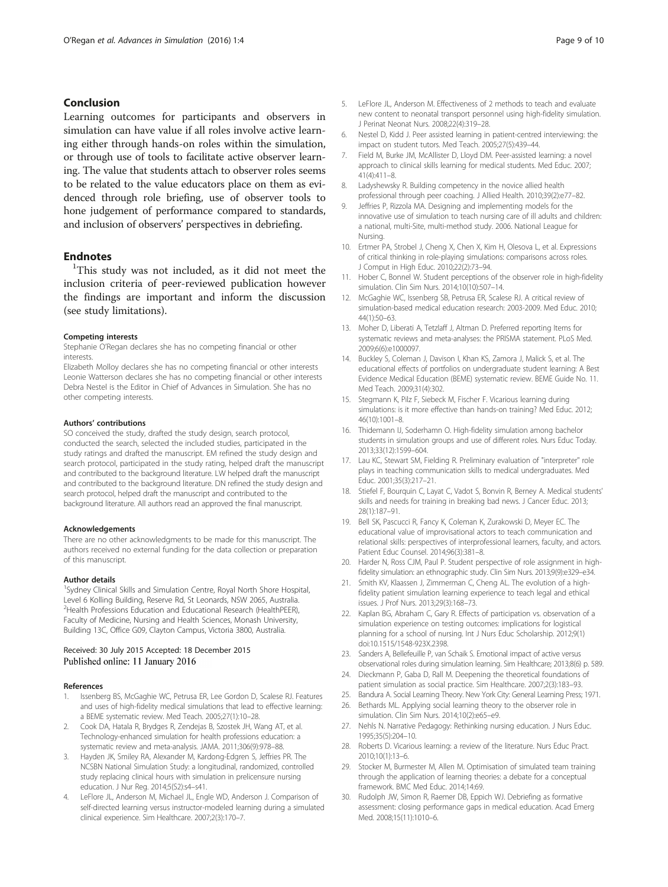## Conclusion

Learning outcomes for participants and observers in simulation can have value if all roles involve active learning either through hands-on roles within the simulation, or through use of tools to facilitate active observer learning. The value that students attach to observer roles seems to be related to the value educators place on them as evidenced through role briefing, use of observer tools to hone judgement of performance compared to standards, and inclusion of observers' perspectives in debriefing.

## Endnotes

[1]This study was not included, as it did not meet the inclusion criteria of peer-reviewed publication however the findings are important and inform the discussion (see study limitations).

#### Competing interests

Stephanie O'Regan declares she has no competing financial or other interests.
Elizabeth Molloy declares she has no competing financial or other interests
Leonie Watterson declares she has no competing financial or other interests
Debra Nestel is the Editor in Chief of Advances in Simulation. She has no other competing interests.

#### Authors' contributions

SO conceived the study, drafted the study design, search protocol, conducted the search, selected the included studies, participated in the study ratings and drafted the manuscript. EM refined the study design and search protocol, participated in the study rating, helped draft the manuscript and contributed to the background literature. LW helped draft the manuscript and contributed to the background literature. DN refined the study design and search protocol, helped draft the manuscript and contributed to the background literature. All authors read an approved the final manuscript.

#### Acknowledgements

There are no other acknowledgments to be made for this manuscript. The authors received no external funding for the data collection or preparation of this manuscript.

#### Author details

[1]Sydney Clinical Skills and Simulation Centre, Royal North Shore Hospital, Level 6 Kolling Building, Reserve Rd, St Leonards, NSW 2065, Australia. [2]Health Professions Education and Educational Research (HealthPEER), Faculty of Medicine, Nursing and Health Sciences, Monash University, Building 13C, Office G09, Clayton Campus, Victoria 3800, Australia.

Received: 30 July 2015 Accepted: 18 December 2015
Published online: 11 January 2016

#### References

1. Issenberg BS, McGaghie WC, Petrusa ER, Lee Gordon D, Scalese RJ. Features and uses of high-fidelity medical simulations that lead to effective learning: a BEME systematic review. Med Teach. 2005;27(1):10–28.
2. Cook DA, Hatala R, Brydges R, Zendejas B, Szostek JH, Wang AT, et al. Technology-enhanced simulation for health professions education: a systematic review and meta-analysis. JAMA. 2011;306(9):978–88.
3. Hayden JK, Smiley RA, Alexander M, Kardong-Edgren S, Jeffries PR. The NCSBN National Simulation Study: a longitudinal, randomized, controlled study replacing clinical hours with simulation in prelicensure nursing education. J Nur Reg. 2014;5(S2):s4–s41.
4. LeFlore JL, Anderson M, Michael JL, Engle WD, Anderson J. Comparison of self-directed learning versus instructor-modeled learning during a simulated clinical experience. Sim Healthcare. 2007;2(3):170–7.
5. LeFlore JL, Anderson M. Effectiveness of 2 methods to teach and evaluate new content to neonatal transport personnel using high-fidelity simulation. J Perinat Neonat Nurs. 2008;22(4):319–28.
6. Nestel D, Kidd J. Peer assisted learning in patient-centred interviewing: the impact on student tutors. Med Teach. 2005;27(5):439–44.
7. Field M, Burke JM, McAllister D, Lloyd DM. Peer-assisted learning: a novel approach to clinical skills learning for medical students. Med Educ. 2007; 41(4):411–8.
8. Ladyshewsky R. Building competency in the novice allied health professional through peer coaching. J Allied Health. 2010;39(2):e77–82.
9. Jeffries P, Rizzola MA. Designing and implementing models for the innovative use of simulation to teach nursing care of ill adults and children: a national, multi-Site, multi-method study. 2006. National League for Nursing.
10. Ertmer PA, Strobel J, Cheng X, Chen X, Kim H, Olesova L, et al. Expressions of critical thinking in role-playing simulations: comparisons across roles. J Comput in High Educ. 2010;22(2):73–94.
11. Hober C, Bonnel W. Student perceptions of the observer role in high-fidelity simulation. Clin Sim Nurs. 2014;10(10):507–14.
12. McGaghie WC, Issenberg SB, Petrusa ER, Scalese RJ. A critical review of simulation-based medical education research: 2003-2009. Med Educ. 2010; 44(1):50–63.
13. Moher D, Liberati A, Tetzlaff J, Altman D. Preferred reporting Items for systematic reviews and meta-analyses: the PRISMA statement. PLoS Med. 2009;6(6):e1000097.
14. Buckley S, Coleman J, Davison I, Khan KS, Zamora J, Malick S, et al. The educational effects of portfolios on undergraduate student learning: A Best Evidence Medical Education (BEME) systematic review. BEME Guide No. 11. Med Teach. 2009;31(4):302.
15. Stegmann K, Pilz F, Siebeck M, Fischer F. Vicarious learning during simulations: is it more effective than hands-on training? Med Educ. 2012; 46(10):1001–8.
16. Thidemann IJ, Soderhamn O. High-fidelity simulation among bachelor students in simulation groups and use of different roles. Nurs Educ Today. 2013;33(12):1599–604.
17. Lau KC, Stewart SM, Fielding R. Preliminary evaluation of "interpreter" role plays in teaching communication skills to medical undergraduates. Med Educ. 2001;35(3):217–21.
18. Stiefel F, Bourquin C, Layat C, Vadot S, Bonvin R, Berney A. Medical students' skills and needs for training in breaking bad news. J Cancer Educ. 2013; 28(1):187–91.
19. Bell SK, Pascucci R, Fancy K, Coleman K, Zurakowski D, Meyer EC. The educational value of improvisational actors to teach communication and relational skills: perspectives of interprofessional learners, faculty, and actors. Patient Educ Counsel. 2014;96(3):381–8.
20. Harder N, Ross CJM, Paul P. Student perspective of role assignment in high-fidelity simulation: an ethnographic study. Clin Sim Nurs. 2013;9(9):e329–e34.
21. Smith KV, Klaassen J, Zimmerman C, Cheng AL. The evolution of a high-fidelity patient simulation learning experience to teach legal and ethical issues. J Prof Nurs. 2013;29(3):168–73.
22. Kaplan BG, Abraham C, Gary R. Effects of participation vs. observation of a simulation experience on testing outcomes: implications for logistical planning for a school of nursing. Int J Nurs Educ Scholarship. 2012;9(1) doi:10.1515/1548-923X.2398.
23. Sanders A, Bellefeuille P, van Schaik S. Emotional impact of active versus observational roles during simulation learning. Sim Healthcare; 2013;8(6) p. 589.
24. Dieckmann P, Gaba D, Rall M. Deepening the theoretical foundations of patient simulation as social practice. Sim Healthcare. 2007;2(3):183–93.
25. Bandura A. Social Learning Theory. New York City: General Learning Press; 1971.
26. Bethards ML. Applying social learning theory to the observer role in simulation. Clin Sim Nurs. 2014;10(2):e65–e9.
27. Nehls N. Narrative Pedagogy: Rethinking nursing education. J Nurs Educ. 1995;35(5):204–10.
28. Roberts D. Vicarious learning: a review of the literature. Nurs Educ Pract. 2010;10(1):13–6.
29. Stocker M, Burmester M, Allen M. Optimisation of simulated team training through the application of learning theories: a debate for a conceptual framework. BMC Med Educ. 2014;14:69.
30. Rudolph JW, Simon R, Raemer DB, Eppich WJ. Debriefing as formative assessment: closing performance gaps in medical education. Acad Emerg Med. 2008;15(11):1010–6.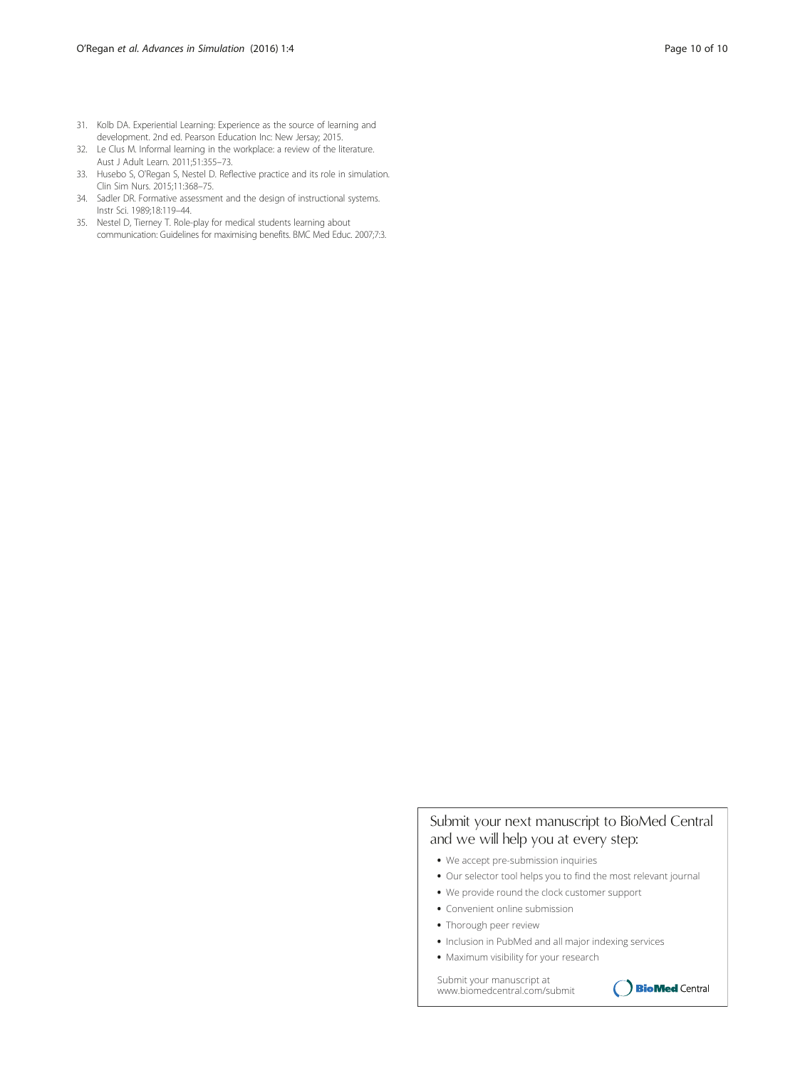31. Kolb DA. Experiential Learning: Experience as the source of learning and development. 2nd ed. Pearson Education Inc: New Jersay; 2015.
32. Le Clus M. Informal learning in the workplace: a review of the literature. Aust J Adult Learn. 2011;51:355–73.
33. Husebo S, O'Regan S, Nestel D. Reflective practice and its role in simulation. Clin Sim Nurs. 2015;11:368–75.
34. Sadler DR. Formative assessment and the design of instructional systems. Instr Sci. 1989;18:119–44.
35. Nestel D, Tierney T. Role-play for medical students learning about communication: Guidelines for maximising benefits. BMC Med Educ. 2007;7:3.

Submit your next manuscript to BioMed Central and we will help you at every step:

- We accept pre-submission inquiries
- Our selector tool helps you to find the most relevant journal
- We provide round the clock customer support
- Convenient online submission
- Thorough peer review
- Inclusion in PubMed and all major indexing services
- Maximum visibility for your research

Submit your manuscript at
www.biomedcentral.com/submit

BioMed Central